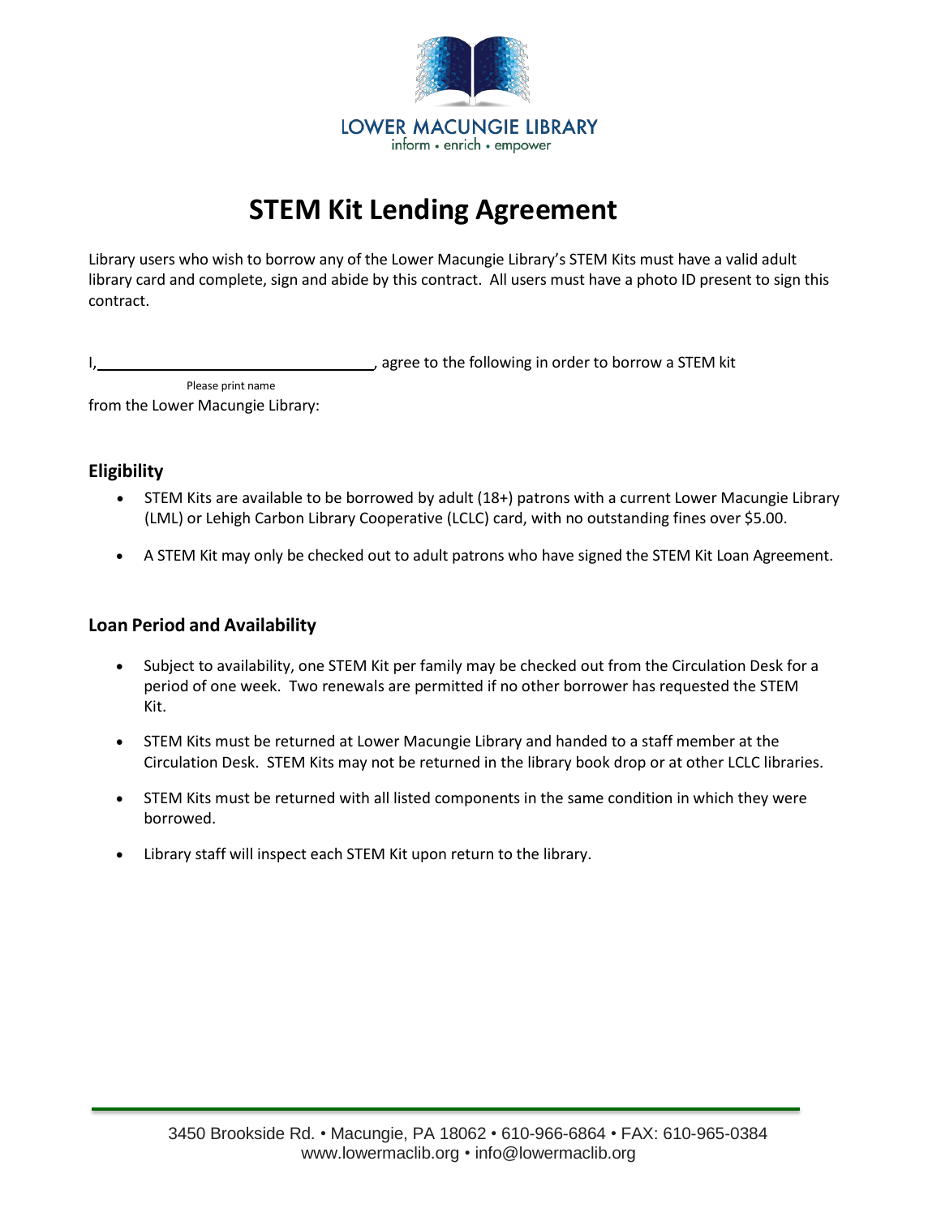LOWER MACUNGIE LIBRARY
inform • enrich • empower

# STEM Kit Lending Agreement

Library users who wish to borrow any of the Lower Macungie Library's STEM Kits must have a valid adult library card and complete, sign and abide by this contract. All users must have a photo ID present to sign this contract.

I,\_\_\_\_\_\_\_\_\_\_\_\_\_\_\_\_\_\_\_\_\_\_\_\_\_\_\_\_\_\_\_\_\_\_, agree to the following in order to borrow a STEM kit
Please print name
from the Lower Macungie Library:

## Eligibility

- STEM Kits are available to be borrowed by adult (18+) patrons with a current Lower Macungie Library (LML) or Lehigh Carbon Library Cooperative (LCLC) card, with no outstanding fines over $5.00.
- A STEM Kit may only be checked out to adult patrons who have signed the STEM Kit Loan Agreement.

## Loan Period and Availability

- Subject to availability, one STEM Kit per family may be checked out from the Circulation Desk for a period of one week. Two renewals are permitted if no other borrower has requested the STEM Kit.
- STEM Kits must be returned at Lower Macungie Library and handed to a staff member at the Circulation Desk. STEM Kits may not be returned in the library book drop or at other LCLC libraries.
- STEM Kits must be returned with all listed components in the same condition in which they were borrowed.
- Library staff will inspect each STEM Kit upon return to the library.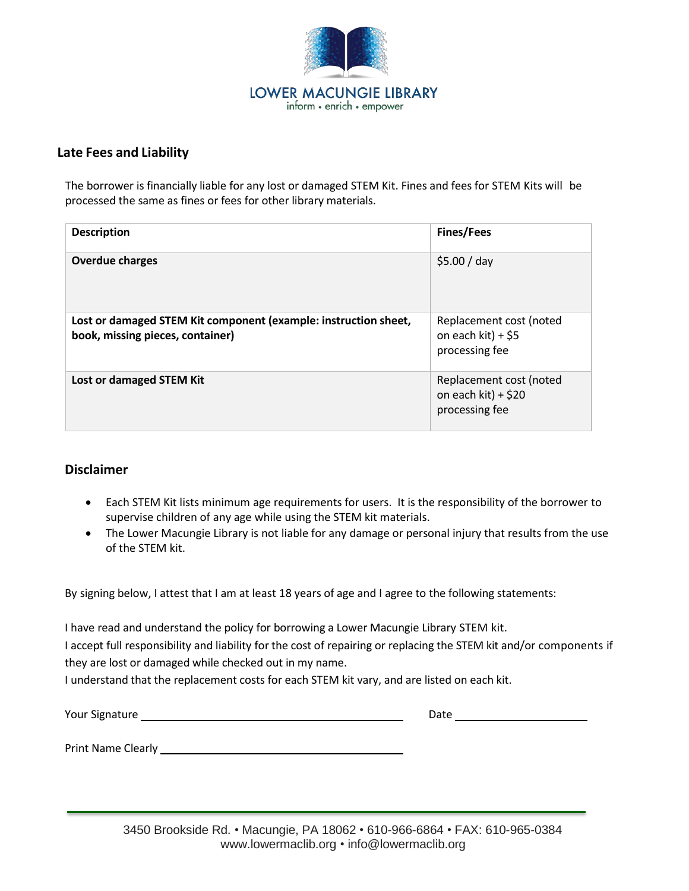LOWER MACUNGIE LIBRARY
inform • enrich • empower

## Late Fees and Liability

The borrower is financially liable for any lost or damaged STEM Kit. Fines and fees for STEM Kits will be processed the same as fines or fees for other library materials.

| Description | Fines/Fees |
|---|---|
| **Overdue charges** | $5.00 / day |
| **Lost or damaged STEM Kit component (example: instruction sheet, book, missing pieces, container)** | Replacement cost (noted on each kit) + $5 processing fee |
| **Lost or damaged STEM Kit** | Replacement cost (noted on each kit) + $20 processing fee |

## Disclaimer

- Each STEM Kit lists minimum age requirements for users. It is the responsibility of the borrower to supervise children of any age while using the STEM kit materials.
- The Lower Macungie Library is not liable for any damage or personal injury that results from the use of the STEM kit.

By signing below, I attest that I am at least 18 years of age and I agree to the following statements:

I have read and understand the policy for borrowing a Lower Macungie Library STEM kit.
I accept full responsibility and liability for the cost of repairing or replacing the STEM kit and/or components if they are lost or damaged while checked out in my name.
I understand that the replacement costs for each STEM kit vary, and are listed on each kit.

Your Signature ______________________________ Date ____________________

Print Name Clearly ______________________________

3450 Brookside Rd. • Macungie, PA 18062 • 610-966-6864 • FAX: 610-965-0384
www.lowermaclib.org • info@lowermaclib.org